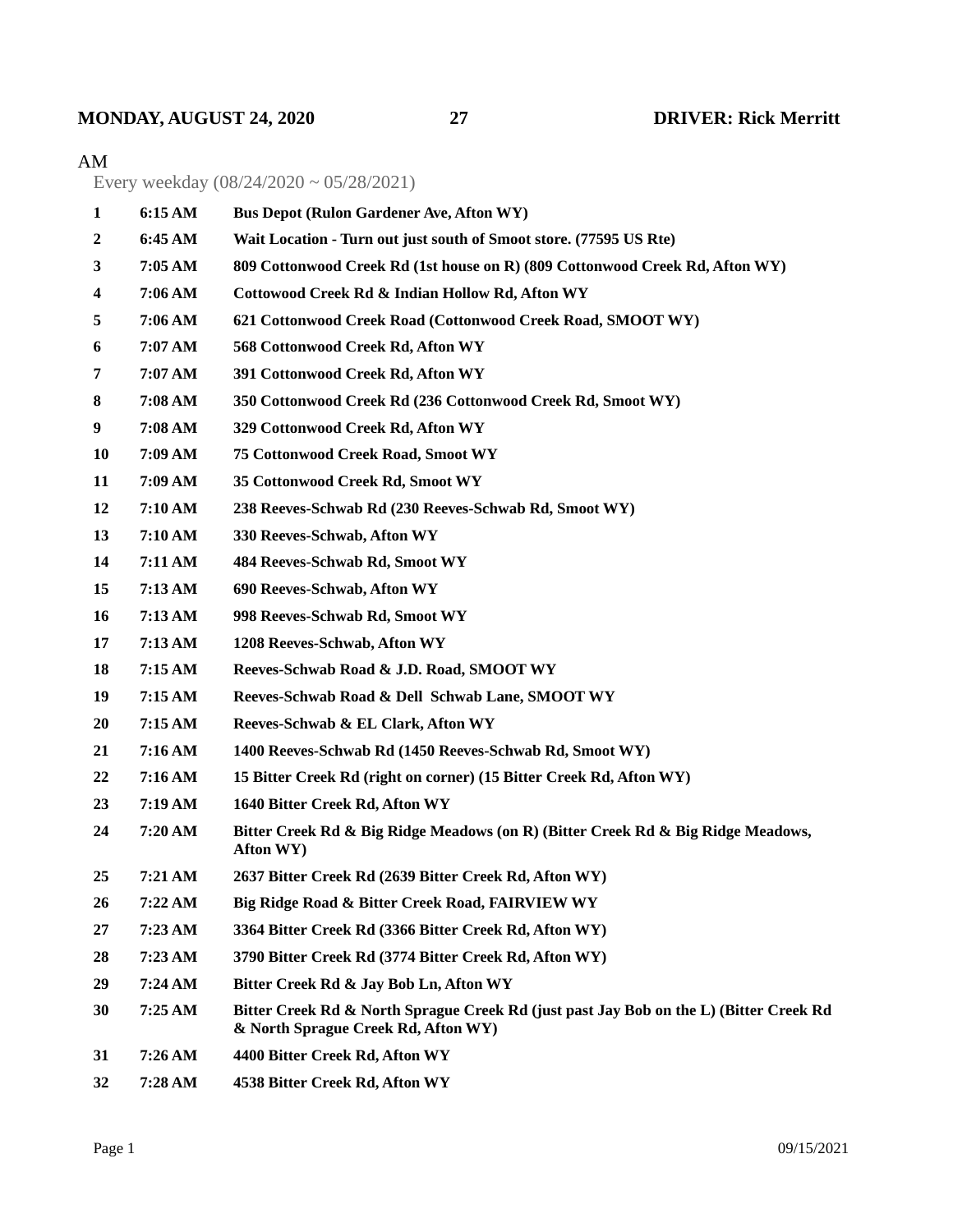**MONDAY, AUGUST 24, 2020** **27** **DRIVER: Rick Merritt**

AM

Every weekday (08/24/2020 ~ 05/28/2021)

| | | |
|---|---|---|
| **1** | **6:15 AM** | **Bus Depot (Rulon Gardener Ave, Afton WY)** |
| **2** | **6:45 AM** | **Wait Location - Turn out just south of Smoot store. (77595 US Rte)** |
| **3** | **7:05 AM** | **809 Cottonwood Creek Rd (1st house on R) (809 Cottonwood Creek Rd, Afton WY)** |
| **4** | **7:06 AM** | **Cottowood Creek Rd & Indian Hollow Rd, Afton WY** |
| **5** | **7:06 AM** | **621 Cottonwood Creek Road (Cottonwood Creek Road, SMOOT WY)** |
| **6** | **7:07 AM** | **568 Cottonwood Creek Rd, Afton WY** |
| **7** | **7:07 AM** | **391 Cottonwood Creek Rd, Afton WY** |
| **8** | **7:08 AM** | **350 Cottonwood Creek Rd (236 Cottonwood Creek Rd, Smoot WY)** |
| **9** | **7:08 AM** | **329 Cottonwood Creek Rd, Afton WY** |
| **10** | **7:09 AM** | **75 Cottonwood Creek Road, Smoot WY** |
| **11** | **7:09 AM** | **35 Cottonwood Creek Rd, Smoot WY** |
| **12** | **7:10 AM** | **238 Reeves-Schwab Rd (230 Reeves-Schwab Rd, Smoot WY)** |
| **13** | **7:10 AM** | **330 Reeves-Schwab, Afton WY** |
| **14** | **7:11 AM** | **484 Reeves-Schwab Rd, Smoot WY** |
| **15** | **7:13 AM** | **690 Reeves-Schwab, Afton WY** |
| **16** | **7:13 AM** | **998 Reeves-Schwab Rd, Smoot WY** |
| **17** | **7:13 AM** | **1208 Reeves-Schwab, Afton WY** |
| **18** | **7:15 AM** | **Reeves-Schwab Road & J.D. Road, SMOOT WY** |
| **19** | **7:15 AM** | **Reeves-Schwab Road & Dell Schwab Lane, SMOOT WY** |
| **20** | **7:15 AM** | **Reeves-Schwab & EL Clark, Afton WY** |
| **21** | **7:16 AM** | **1400 Reeves-Schwab Rd (1450 Reeves-Schwab Rd, Smoot WY)** |
| **22** | **7:16 AM** | **15 Bitter Creek Rd (right on corner) (15 Bitter Creek Rd, Afton WY)** |
| **23** | **7:19 AM** | **1640 Bitter Creek Rd, Afton WY** |
| **24** | **7:20 AM** | **Bitter Creek Rd & Big Ridge Meadows (on R) (Bitter Creek Rd & Big Ridge Meadows, Afton WY)** |
| **25** | **7:21 AM** | **2637 Bitter Creek Rd (2639 Bitter Creek Rd, Afton WY)** |
| **26** | **7:22 AM** | **Big Ridge Road & Bitter Creek Road, FAIRVIEW WY** |
| **27** | **7:23 AM** | **3364 Bitter Creek Rd (3366 Bitter Creek Rd, Afton WY)** |
| **28** | **7:23 AM** | **3790 Bitter Creek Rd (3774 Bitter Creek Rd, Afton WY)** |
| **29** | **7:24 AM** | **Bitter Creek Rd & Jay Bob Ln, Afton WY** |
| **30** | **7:25 AM** | **Bitter Creek Rd & North Sprague Creek Rd (just past Jay Bob on the L) (Bitter Creek Rd & North Sprague Creek Rd, Afton WY)** |
| **31** | **7:26 AM** | **4400 Bitter Creek Rd, Afton WY** |
| **32** | **7:28 AM** | **4538 Bitter Creek Rd, Afton WY** |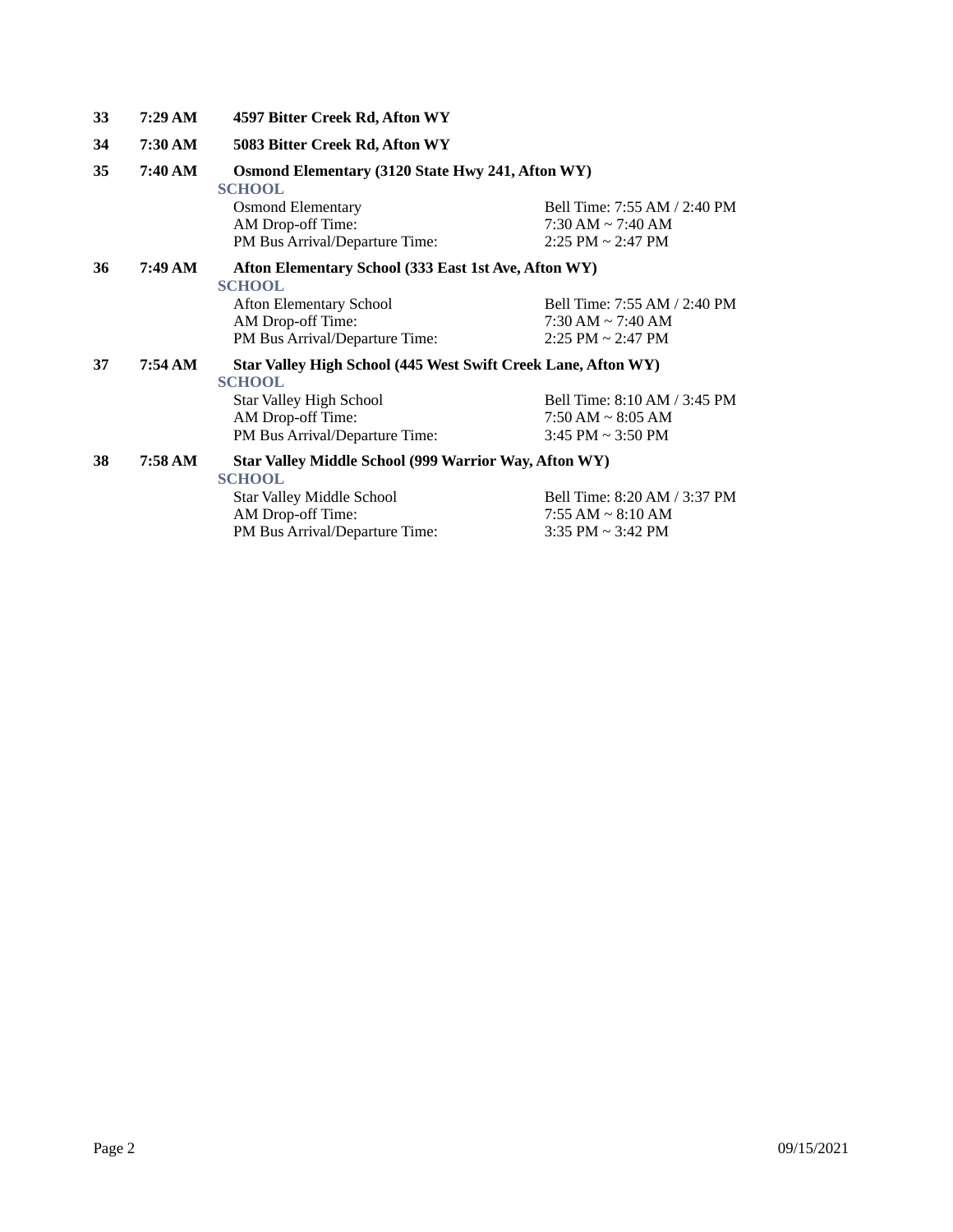| | | |
|---|---|---|
| **33** | **7:29 AM** | **4597 Bitter Creek Rd, Afton WY** |
| **34** | **7:30 AM** | **5083 Bitter Creek Rd, Afton WY** |
| **35** | **7:40 AM** | **Osmond Elementary (3120 State Hwy 241, Afton WY)** |
| **36** | **7:49 AM** | **Afton Elementary School (333 East 1st Ave, Afton WY)** |
| **37** | **7:54 AM** | **Star Valley High School (445 West Swift Creek Lane, Afton WY)** |
| **38** | **7:58 AM** | **Star Valley Middle School (999 Warrior Way, Afton WY)** |

**33** **7:29 AM** **4597 Bitter Creek Rd, Afton WY**

**34** **7:30 AM** **5083 Bitter Creek Rd, Afton WY**

**35** **7:40 AM** **Osmond Elementary (3120 State Hwy 241, Afton WY)**

**SCHOOL**

| | |
|---|---|
| Osmond Elementary | Bell Time: 7:55 AM / 2:40 PM |
| AM Drop-off Time: | 7:30 AM ~ 7:40 AM |
| PM Bus Arrival/Departure Time: | 2:25 PM ~ 2:47 PM |

**36** **7:49 AM** **Afton Elementary School (333 East 1st Ave, Afton WY)**

**SCHOOL**

| | |
|---|---|
| Afton Elementary School | Bell Time: 7:55 AM / 2:40 PM |
| AM Drop-off Time: | 7:30 AM ~ 7:40 AM |
| PM Bus Arrival/Departure Time: | 2:25 PM ~ 2:47 PM |

**37** **7:54 AM** **Star Valley High School (445 West Swift Creek Lane, Afton WY)**

**SCHOOL**

| | |
|---|---|
| Star Valley High School | Bell Time: 8:10 AM / 3:45 PM |
| AM Drop-off Time: | 7:50 AM ~ 8:05 AM |
| PM Bus Arrival/Departure Time: | 3:45 PM ~ 3:50 PM |

**38** **7:58 AM** **Star Valley Middle School (999 Warrior Way, Afton WY)**

**SCHOOL**

| | |
|---|---|
| Star Valley Middle School | Bell Time: 8:20 AM / 3:37 PM |
| AM Drop-off Time: | 7:55 AM ~ 8:10 AM |
| PM Bus Arrival/Departure Time: | 3:35 PM ~ 3:42 PM |